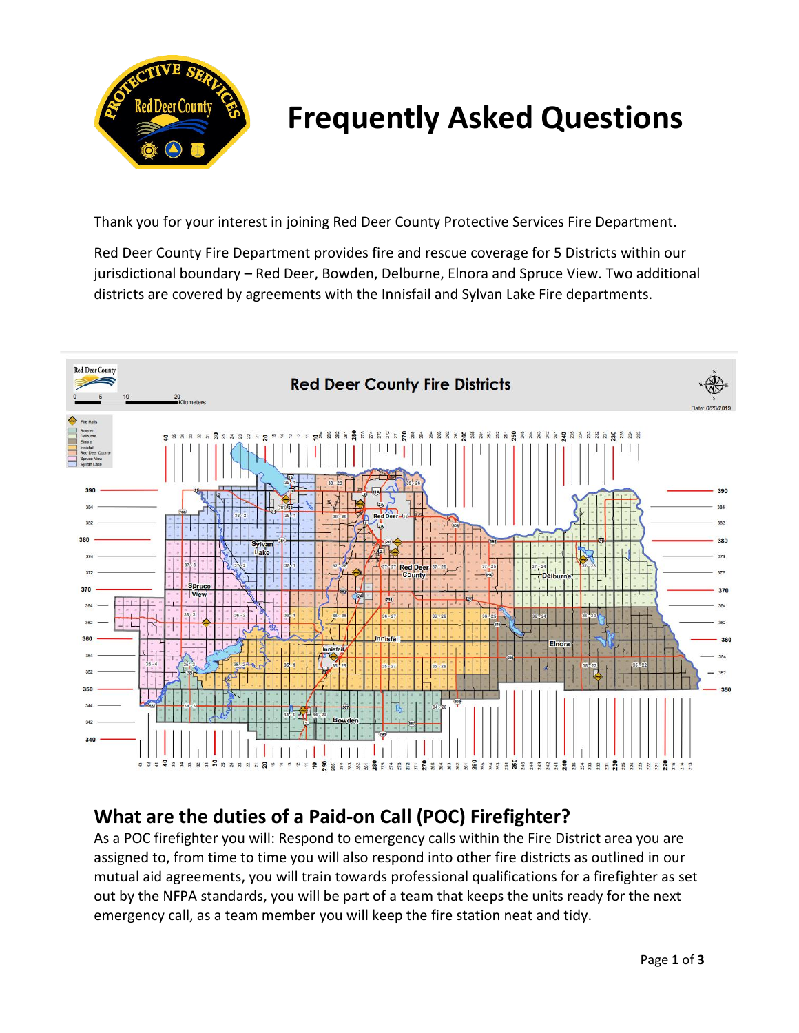# Frequently Asked Questions

Thank you for your interest in joining Red Deer County Protective Services Fire Department.

Red Deer County Fire Department provides fire and rescue coverage for 5 Districts within our jurisdictional boundary – Red Deer, Bowden, Delburne, Elnora and Spruce View. Two additional districts are covered by agreements with the Innisfail and Sylvan Lake Fire departments.

## What are the duties of a Paid-on Call (POC) Firefighter?

As a POC firefighter you will: Respond to emergency calls within the Fire District area you are assigned to, from time to time you will also respond into other fire districts as outlined in our mutual aid agreements, you will train towards professional qualifications for a firefighter as set out by the NFPA standards, you will be part of a team that keeps the units ready for the next emergency call, as a team member you will keep the fire station neat and tidy.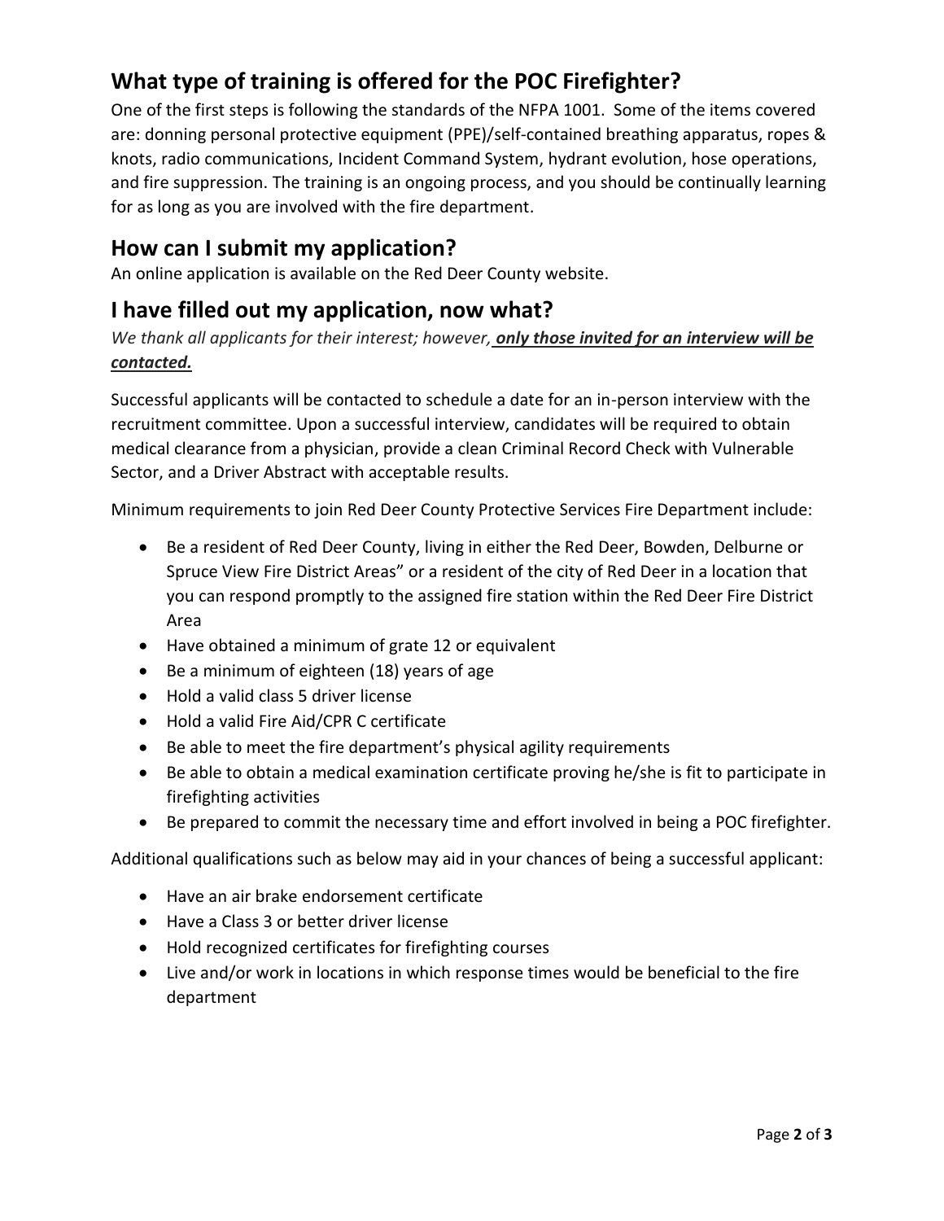## What type of training is offered for the POC Firefighter?

One of the first steps is following the standards of the NFPA 1001. Some of the items covered are: donning personal protective equipment (PPE)/self-contained breathing apparatus, ropes & knots, radio communications, Incident Command System, hydrant evolution, hose operations, and fire suppression. The training is an ongoing process, and you should be continually learning for as long as you are involved with the fire department.

## How can I submit my application?

An online application is available on the Red Deer County website.

## I have filled out my application, now what?

*We thank all applicants for their interest; however,* ***only those invited for an interview will be contacted.***

Successful applicants will be contacted to schedule a date for an in-person interview with the recruitment committee. Upon a successful interview, candidates will be required to obtain medical clearance from a physician, provide a clean Criminal Record Check with Vulnerable Sector, and a Driver Abstract with acceptable results.

Minimum requirements to join Red Deer County Protective Services Fire Department include:

- Be a resident of Red Deer County, living in either the Red Deer, Bowden, Delburne or Spruce View Fire District Areas" or a resident of the city of Red Deer in a location that you can respond promptly to the assigned fire station within the Red Deer Fire District Area
- Have obtained a minimum of grate 12 or equivalent
- Be a minimum of eighteen (18) years of age
- Hold a valid class 5 driver license
- Hold a valid Fire Aid/CPR C certificate
- Be able to meet the fire department's physical agility requirements
- Be able to obtain a medical examination certificate proving he/she is fit to participate in firefighting activities
- Be prepared to commit the necessary time and effort involved in being a POC firefighter.

Additional qualifications such as below may aid in your chances of being a successful applicant:

- Have an air brake endorsement certificate
- Have a Class 3 or better driver license
- Hold recognized certificates for firefighting courses
- Live and/or work in locations in which response times would be beneficial to the fire department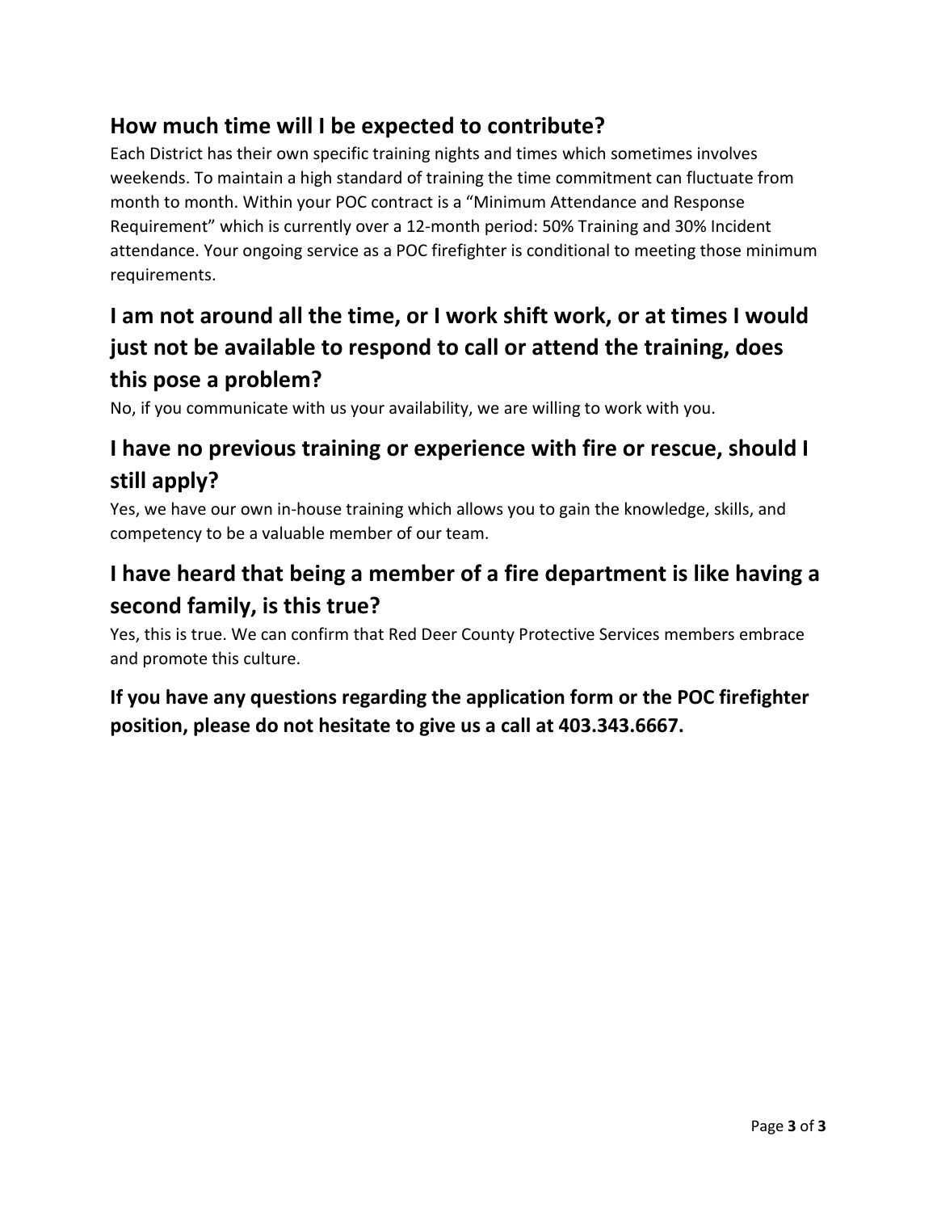## How much time will I be expected to contribute?

Each District has their own specific training nights and times which sometimes involves weekends. To maintain a high standard of training the time commitment can fluctuate from month to month. Within your POC contract is a "Minimum Attendance and Response Requirement" which is currently over a 12-month period: 50% Training and 30% Incident attendance. Your ongoing service as a POC firefighter is conditional to meeting those minimum requirements.

## I am not around all the time, or I work shift work, or at times I would just not be available to respond to call or attend the training, does this pose a problem?

No, if you communicate with us your availability, we are willing to work with you.

## I have no previous training or experience with fire or rescue, should I still apply?

Yes, we have our own in-house training which allows you to gain the knowledge, skills, and competency to be a valuable member of our team.

## I have heard that being a member of a fire department is like having a second family, is this true?

Yes, this is true. We can confirm that Red Deer County Protective Services members embrace and promote this culture.

**If you have any questions regarding the application form or the POC firefighter position, please do not hesitate to give us a call at 403.343.6667.**